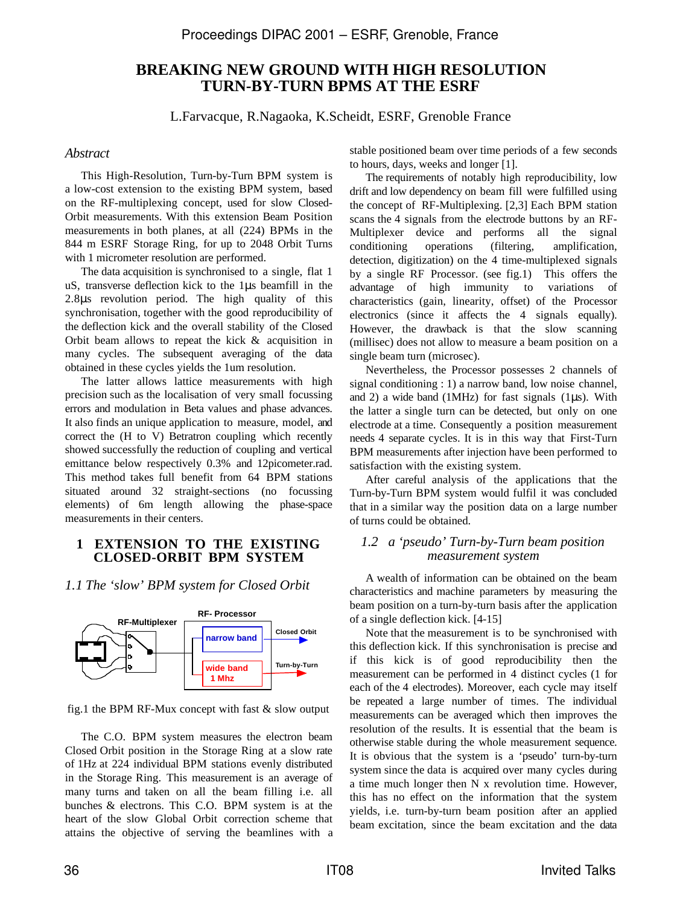# BREAKING NEW GROUND WITH HIGH RESOLUTION TURN-BY-TURN BPMS AT THE ESRF

L.Farvacque, R.Nagaoka, K.Scheidt, ESRF, Grenoble France

## *Abstract*

This High-Resolution, Turn-by-Turn BPM system is a low-cost extension to the existing BPM system, based on the RF-multiplexing concept, used for slow Closed-Orbit measurements. With this extension Beam Position measurements in both planes, at all (224) BPMs in the 844 m ESRF Storage Ring, for up to 2048 Orbit Turns with 1 micrometer resolution are performed.

The data acquisition is synchronised to a single, flat 1 uS, transverse deflection kick to the 1µs beamfill in the 2.8µs revolution period. The high quality of this synchronisation, together with the good reproducibility of the deflection kick and the overall stability of the Closed Orbit beam allows to repeat the kick & acquisition in many cycles. The subsequent averaging of the data obtained in these cycles yields the 1um resolution.

The latter allows lattice measurements with high precision such as the localisation of very small focussing errors and modulation in Beta values and phase advances. It also finds an unique application to measure, model, and correct the (H to V) Betatron coupling which recently showed successfully the reduction of coupling and vertical emittance below respectively 0.3% and 12picometer.rad. This method takes full benefit from 64 BPM stations situated around 32 straight-sections (no focussing elements) of 6m length allowing the phase-space measurements in their centers.

## 1 EXTENSION TO THE EXISTING CLOSED-ORBIT BPM SYSTEM

### *1.1 The 'slow' BPM system for Closed Orbit*

fig.1 the BPM RF-Mux concept with fast & slow output

The C.O. BPM system measures the electron beam Closed Orbit position in the Storage Ring at a slow rate of 1Hz at 224 individual BPM stations evenly distributed in the Storage Ring. This measurement is an average of many turns and taken on all the beam filling i.e. all bunches & electrons. This C.O. BPM system is at the heart of the slow Global Orbit correction scheme that attains the objective of serving the beamlines with a stable positioned beam over time periods of a few seconds to hours, days, weeks and longer [1].

The requirements of notably high reproducibility, low drift and low dependency on beam fill were fulfilled using the concept of RF-Multiplexing. [2,3] Each BPM station scans the 4 signals from the electrode buttons by an RF-Multiplexer device and performs all the signal conditioning operations (filtering, amplification, detection, digitization) on the 4 time-multiplexed signals by a single RF Processor. (see fig.1) This offers the advantage of high immunity to variations of characteristics (gain, linearity, offset) of the Processor electronics (since it affects the 4 signals equally). However, the drawback is that the slow scanning (millisec) does not allow to measure a beam position on a single beam turn (microsec).

Nevertheless, the Processor possesses 2 channels of signal conditioning : 1) a narrow band, low noise channel, and 2) a wide band (1MHz) for fast signals (1µs). With the latter a single turn can be detected, but only on one electrode at a time. Consequently a position measurement needs 4 separate cycles. It is in this way that First-Turn BPM measurements after injection have been performed to satisfaction with the existing system.

After careful analysis of the applications that the Turn-by-Turn BPM system would fulfil it was concluded that in a similar way the position data on a large number of turns could be obtained.

### *1.2 a 'pseudo' Turn-by-Turn beam position measurement system*

A wealth of information can be obtained on the beam characteristics and machine parameters by measuring the beam position on a turn-by-turn basis after the application of a single deflection kick. [4-15]

Note that the measurement is to be synchronised with this deflection kick. If this synchronisation is precise and if this kick is of good reproducibility then the measurement can be performed in 4 distinct cycles (1 for each of the 4 electrodes). Moreover, each cycle may itself be repeated a large number of times. The individual measurements can be averaged which then improves the resolution of the results. It is essential that the beam is otherwise stable during the whole measurement sequence. It is obvious that the system is a 'pseudo' turn-by-turn system since the data is acquired over many cycles during a time much longer then N x revolution time. However, this has no effect on the information that the system yields, i.e. turn-by-turn beam position after an applied beam excitation, since the beam excitation and the data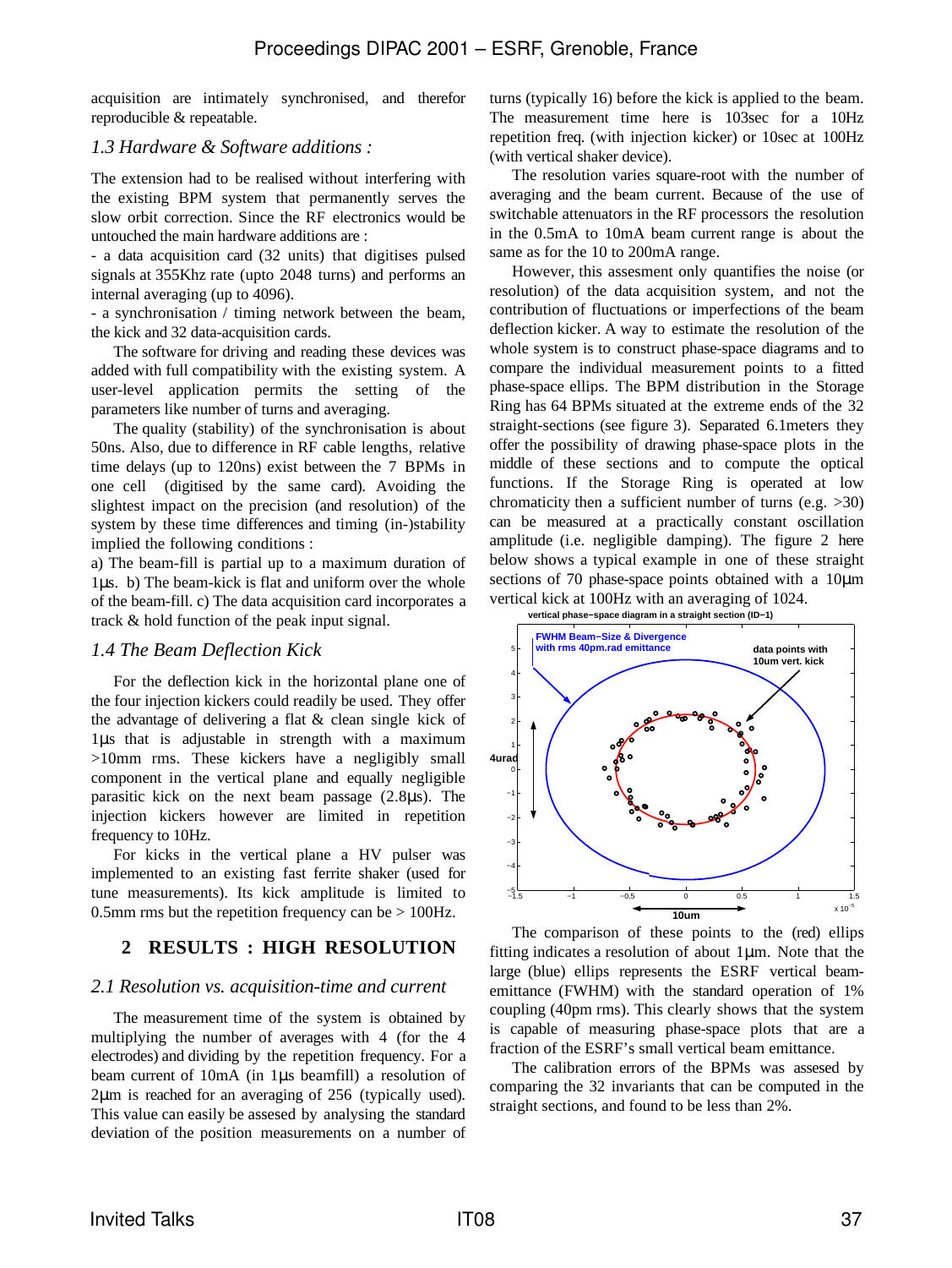acquisition are intimately synchronised, and therefor reproducible & repeatable.

### 1.3 Hardware & Software additions :

The extension had to be realised without interfering with the existing BPM system that permanently serves the slow orbit correction. Since the RF electronics would be untouched the main hardware additions are :

- a data acquisition card (32 units) that digitises pulsed signals at 355Khz rate (upto 2048 turns) and performs an internal averaging (up to 4096).
- a synchronisation / timing network between the beam, the kick and 32 data-acquisition cards.

The software for driving and reading these devices was added with full compatibility with the existing system. A user-level application permits the setting of the parameters like number of turns and averaging.

The quality (stability) of the synchronisation is about 50ns. Also, due to difference in RF cable lengths, relative time delays (up to 120ns) exist between the 7 BPMs in one cell (digitised by the same card). Avoiding the slightest impact on the precision (and resolution) of the system by these time differences and timing (in-)stability implied the following conditions :

a) The beam-fill is partial up to a maximum duration of 1µs. b) The beam-kick is flat and uniform over the whole of the beam-fill. c) The data acquisition card incorporates a track & hold function of the peak input signal.

### 1.4 The Beam Deflection Kick

For the deflection kick in the horizontal plane one of the four injection kickers could readily be used. They offer the advantage of delivering a flat & clean single kick of 1µs that is adjustable in strength with a maximum >10mm rms. These kickers have a negligibly small component in the vertical plane and equally negligible parasitic kick on the next beam passage (2.8µs). The injection kickers however are limited in repetition frequency to 10Hz.

For kicks in the vertical plane a HV pulser was implemented to an existing fast ferrite shaker (used for tune measurements). Its kick amplitude is limited to 0.5mm rms but the repetition frequency can be > 100Hz.

## 2 RESULTS : HIGH RESOLUTION

### 2.1 Resolution vs. acquisition-time and current

The measurement time of the system is obtained by multiplying the number of averages with 4 (for the 4 electrodes) and dividing by the repetition frequency. For a beam current of 10mA (in 1µs beamfill) a resolution of 2µm is reached for an averaging of 256 (typically used). This value can easily be assesed by analysing the standard deviation of the position measurements on a number of turns (typically 16) before the kick is applied to the beam. The measurement time here is 103sec for a 10Hz repetition freq. (with injection kicker) or 10sec at 100Hz (with vertical shaker device).

The resolution varies square-root with the number of averaging and the beam current. Because of the use of switchable attenuators in the RF processors the resolution in the 0.5mA to 10mA beam current range is about the same as for the 10 to 200mA range.

However, this assesment only quantifies the noise (or resolution) of the data acquisition system, and not the contribution of fluctuations or imperfections of the beam deflection kicker. A way to estimate the resolution of the whole system is to construct phase-space diagrams and to compare the individual measurement points to a fitted phase-space ellips. The BPM distribution in the Storage Ring has 64 BPMs situated at the extreme ends of the 32 straight-sections (see figure 3). Separated 6.1meters they offer the possibility of drawing phase-space plots in the middle of these sections and to compute the optical functions. If the Storage Ring is operated at low chromaticity then a sufficient number of turns (e.g. >30) can be measured at a practically constant oscillation amplitude (i.e. negligible damping). The figure 2 here below shows a typical example in one of these straight sections of 70 phase-space points obtained with a 10µm vertical kick at 100Hz with an averaging of 1024.

The comparison of these points to the (red) ellips fitting indicates a resolution of about 1µm. Note that the large (blue) ellips represents the ESRF vertical beam-emittance (FWHM) with the standard operation of 1% coupling (40pm rms). This clearly shows that the system is capable of measuring phase-space plots that are a fraction of the ESRF's small vertical beam emittance.

The calibration errors of the BPMs was assesed by comparing the 32 invariants that can be computed in the straight sections, and found to be less than 2%.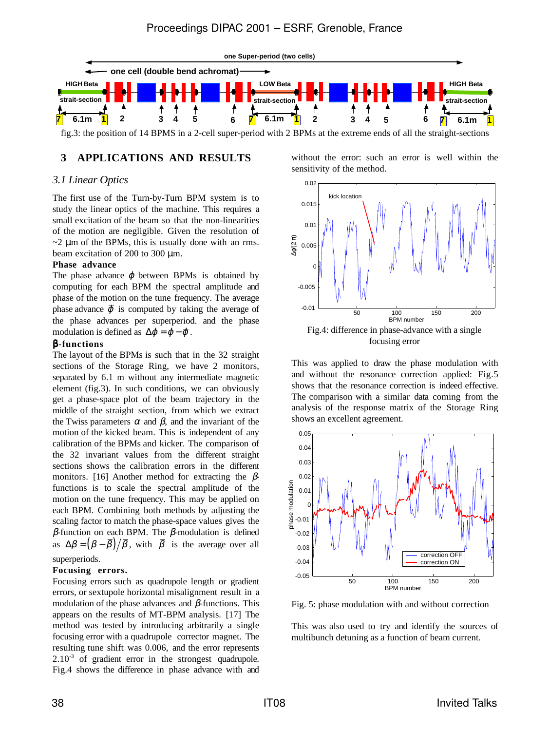fig.3: the position of 14 BPMS in a 2-cell super-period with 2 BPMs at the extreme ends of all the straight-sections

## 3 APPLICATIONS AND RESULTS

### *3.1 Linear Optics*

The first use of the Turn-by-Turn BPM system is to study the linear optics of the machine. This requires a small excitation of the beam so that the non-linearities of the motion are negligible. Given the resolution of ~2 µm of the BPMs, this is usually done with an rms. beam excitation of 200 to 300 µm.

**Phase advance**

The phase advance $\varphi$ between BPMs is obtained by computing for each BPM the spectral amplitude and phase of the motion on the tune frequency. The average phase advance $\bar{\varphi}$ is computed by taking the average of the phase advances per superperiod. and the phase modulation is defined as $\Delta\varphi = \varphi - \bar{\varphi}$.

**β-functions**

The layout of the BPMs is such that in the 32 straight sections of the Storage Ring, we have 2 monitors, separated by 6.1 m without any intermediate magnetic element (fig.3). In such conditions, we can obviously get a phase-space plot of the beam trajectory in the middle of the straight section, from which we extract the Twiss parameters $\alpha$ and $\beta$, and the invariant of the motion of the kicked beam. This is independent of any calibration of the BPMs and kicker. The comparison of the 32 invariant values from the different straight sections shows the calibration errors in the different monitors. [16] Another method for extracting the $\beta$-functions is to scale the spectral amplitude of the motion on the tune frequency. This may be applied on each BPM. Combining both methods by adjusting the scaling factor to match the phase-space values gives the $\beta$-function on each BPM. The $\beta$-modulation is defined as $\Delta\beta = \left(\beta - \bar{\beta}\right)/\bar{\beta}$, with $\bar{\beta}$ is the average over all superperiods.

**Focusing errors.**

Focusing errors such as quadrupole length or gradient errors, or sextupole horizontal misalignment result in a modulation of the phase advances and $\beta$-functions. This appears on the results of MT-BPM analysis. [17] The method was tested by introducing arbitrarily a single focusing error with a quadrupole corrector magnet. The resulting tune shift was 0.006, and the error represents $2.10^{-3}$ of gradient error in the strongest quadrupole. Fig.4 shows the difference in phase advance with and without the error: such an error is well within the sensitivity of the method.

Fig.4: difference in phase-advance with a single focusing error

This was applied to draw the phase modulation with and without the resonance correction applied: Fig.5 shows that the resonance correction is indeed effective. The comparison with a similar data coming from the analysis of the response matrix of the Storage Ring shows an excellent agreement.

Fig. 5: phase modulation with and without correction

This was also used to try and identify the sources of multibunch detuning as a function of beam current.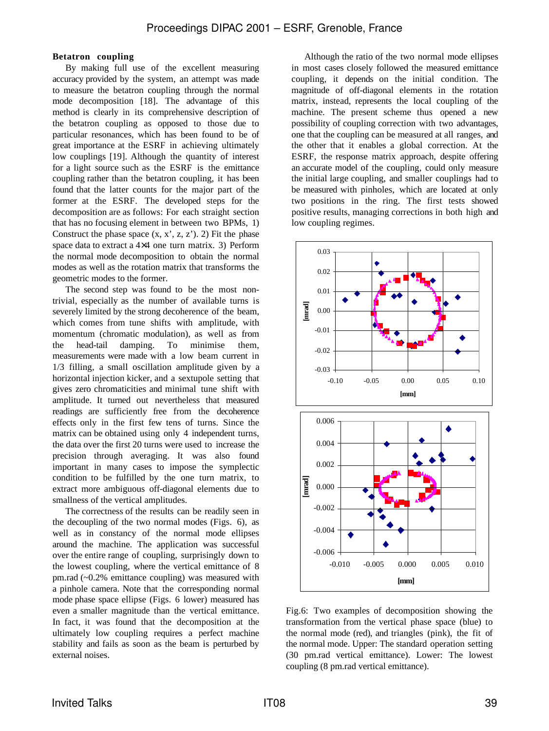**Betatron coupling**

By making full use of the excellent measuring accuracy provided by the system, an attempt was made to measure the betatron coupling through the normal mode decomposition [18]. The advantage of this method is clearly in its comprehensive description of the betatron coupling as opposed to those due to particular resonances, which has been found to be of great importance at the ESRF in achieving ultimately low couplings [19]. Although the quantity of interest for a light source such as the ESRF is the emittance coupling rather than the betatron coupling, it has been found that the latter counts for the major part of the former at the ESRF. The developed steps for the decomposition are as follows: For each straight section that has no focusing element in between two BPMs, 1) Construct the phase space (x, x', z, z'). 2) Fit the phase space data to extract a 4×4 one turn matrix. 3) Perform the normal mode decomposition to obtain the normal modes as well as the rotation matrix that transforms the geometric modes to the former.

The second step was found to be the most non-trivial, especially as the number of available turns is severely limited by the strong decoherence of the beam, which comes from tune shifts with amplitude, with momentum (chromatic modulation), as well as from the head-tail damping. To minimise them, measurements were made with a low beam current in 1/3 filling, a small oscillation amplitude given by a horizontal injection kicker, and a sextupole setting that gives zero chromaticities and minimal tune shift with amplitude. It turned out nevertheless that measured readings are sufficiently free from the decoherence effects only in the first few tens of turns. Since the matrix can be obtained using only 4 independent turns, the data over the first 20 turns were used to increase the precision through averaging. It was also found important in many cases to impose the symplectic condition to be fulfilled by the one turn matrix, to extract more ambiguous off-diagonal elements due to smallness of the vertical amplitudes.

The correctness of the results can be readily seen in the decoupling of the two normal modes (Figs. 6), as well as in constancy of the normal mode ellipses around the machine. The application was successful over the entire range of coupling, surprisingly down to the lowest coupling, where the vertical emittance of 8 pm.rad (~0.2% emittance coupling) was measured with a pinhole camera. Note that the corresponding normal mode phase space ellipse (Figs. 6 lower) measured has even a smaller magnitude than the vertical emittance. In fact, it was found that the decomposition at the ultimately low coupling requires a perfect machine stability and fails as soon as the beam is perturbed by external noises.

Although the ratio of the two normal mode ellipses in most cases closely followed the measured emittance coupling, it depends on the initial condition. The magnitude of off-diagonal elements in the rotation matrix, instead, represents the local coupling of the machine. The present scheme thus opened a new possibility of coupling correction with two advantages, one that the coupling can be measured at all ranges, and the other that it enables a global correction. At the ESRF, the response matrix approach, despite offering an accurate model of the coupling, could only measure the initial large coupling, and smaller couplings had to be measured with pinholes, which are located at only two positions in the ring. The first tests showed positive results, managing corrections in both high and low coupling regimes.

Fig.6: Two examples of decomposition showing the transformation from the vertical phase space (blue) to the normal mode (red), and triangles (pink), the fit of the normal mode. Upper: The standard operation setting (30 pm.rad vertical emittance). Lower: The lowest coupling (8 pm.rad vertical emittance).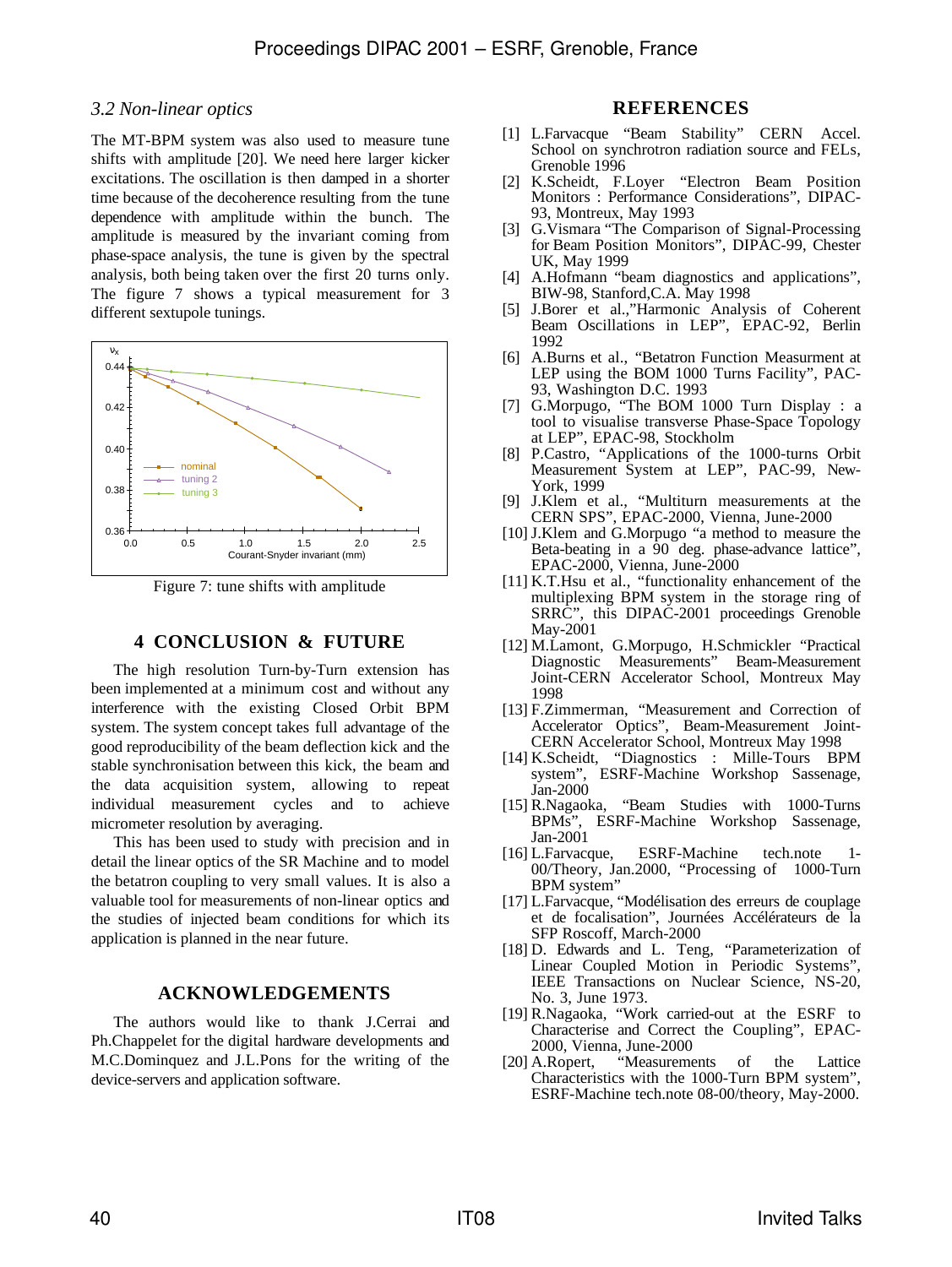### 3.2 Non-linear optics

The MT-BPM system was also used to measure tune shifts with amplitude [20]. We need here larger kicker excitations. The oscillation is then damped in a shorter time because of the decoherence resulting from the tune dependence with amplitude within the bunch. The amplitude is measured by the invariant coming from phase-space analysis, the tune is given by the spectral analysis, both being taken over the first 20 turns only. The figure 7 shows a typical measurement for 3 different sextupole tunings.

$\nu_x$
0.44
0.42
0.40
0.38
0.36
0.0 0.5 1.0 1.5 2.0 2.5
Courant-Snyder invariant (mm)
nominal
tuning 2
tuning 3

Figure 7: tune shifts with amplitude

## 4 CONCLUSION & FUTURE

The high resolution Turn-by-Turn extension has been implemented at a minimum cost and without any interference with the existing Closed Orbit BPM system. The system concept takes full advantage of the good reproducibility of the beam deflection kick and the stable synchronisation between this kick, the beam and the data acquisition system, allowing to repeat individual measurement cycles and to achieve micrometer resolution by averaging.

This has been used to study with precision and in detail the linear optics of the SR Machine and to model the betatron coupling to very small values. It is also a valuable tool for measurements of non-linear optics and the studies of injected beam conditions for which its application is planned in the near future.

## ACKNOWLEDGEMENTS

The authors would like to thank J.Cerrai and Ph.Chappelet for the digital hardware developments and M.C.Dominquez and J.L.Pons for the writing of the device-servers and application software.

## REFERENCES

[1] L.Farvacque "Beam Stability" CERN Accel. School on synchrotron radiation source and FELs, Grenoble 1996

[2] K.Scheidt, F.Loyer "Electron Beam Position Monitors : Performance Considerations", DIPAC-93, Montreux, May 1993

[3] G.Vismara "The Comparison of Signal-Processing for Beam Position Monitors", DIPAC-99, Chester UK, May 1999

[4] A.Hofmann "beam diagnostics and applications", BIW-98, Stanford,C.A. May 1998

[5] J.Borer et al.,"Harmonic Analysis of Coherent Beam Oscillations in LEP", EPAC-92, Berlin 1992

[6] A.Burns et al., "Betatron Function Measurment at LEP using the BOM 1000 Turns Facility", PAC-93, Washington D.C. 1993

[7] G.Morpugo, "The BOM 1000 Turn Display : a tool to visualise transverse Phase-Space Topology at LEP", EPAC-98, Stockholm

[8] P.Castro, "Applications of the 1000-turns Orbit Measurement System at LEP", PAC-99, New-York, 1999

[9] J.Klem et al., "Multiturn measurements at the CERN SPS", EPAC-2000, Vienna, June-2000

[10] J.Klem and G.Morpugo "a method to measure the Beta-beating in a 90 deg. phase-advance lattice", EPAC-2000, Vienna, June-2000

[11] K.T.Hsu et al., "functionality enhancement of the multiplexing BPM system in the storage ring of SRRC", this DIPAC-2001 proceedings Grenoble May-2001

[12] M.Lamont, G.Morpugo, H.Schmickler "Practical Diagnostic Measurements" Beam-Measurement Joint-CERN Accelerator School, Montreux May 1998

[13] F.Zimmerman, "Measurement and Correction of Accelerator Optics", Beam-Measurement Joint-CERN Accelerator School, Montreux May 1998

[14] K.Scheidt, "Diagnostics : Mille-Tours BPM system", ESRF-Machine Workshop Sassenage, Jan-2000

[15] R.Nagaoka, "Beam Studies with 1000-Turns BPMs", ESRF-Machine Workshop Sassenage, Jan-2001

[16] L.Farvacque, ESRF-Machine tech.note 1-00/Theory, Jan.2000, "Processing of 1000-Turn BPM system"

[17] L.Farvacque, "Modélisation des erreurs de couplage et de focalisation", Journées Accélérateurs de la SFP Roscoff, March-2000

[18] D. Edwards and L. Teng, "Parameterization of Linear Coupled Motion in Periodic Systems", IEEE Transactions on Nuclear Science, NS-20, No. 3, June 1973.

[19] R.Nagaoka, "Work carried-out at the ESRF to Characterise and Correct the Coupling", EPAC-2000, Vienna, June-2000

[20] A.Ropert, "Measurements of the Lattice Characteristics with the 1000-Turn BPM system", ESRF-Machine tech.note 08-00/theory, May-2000.